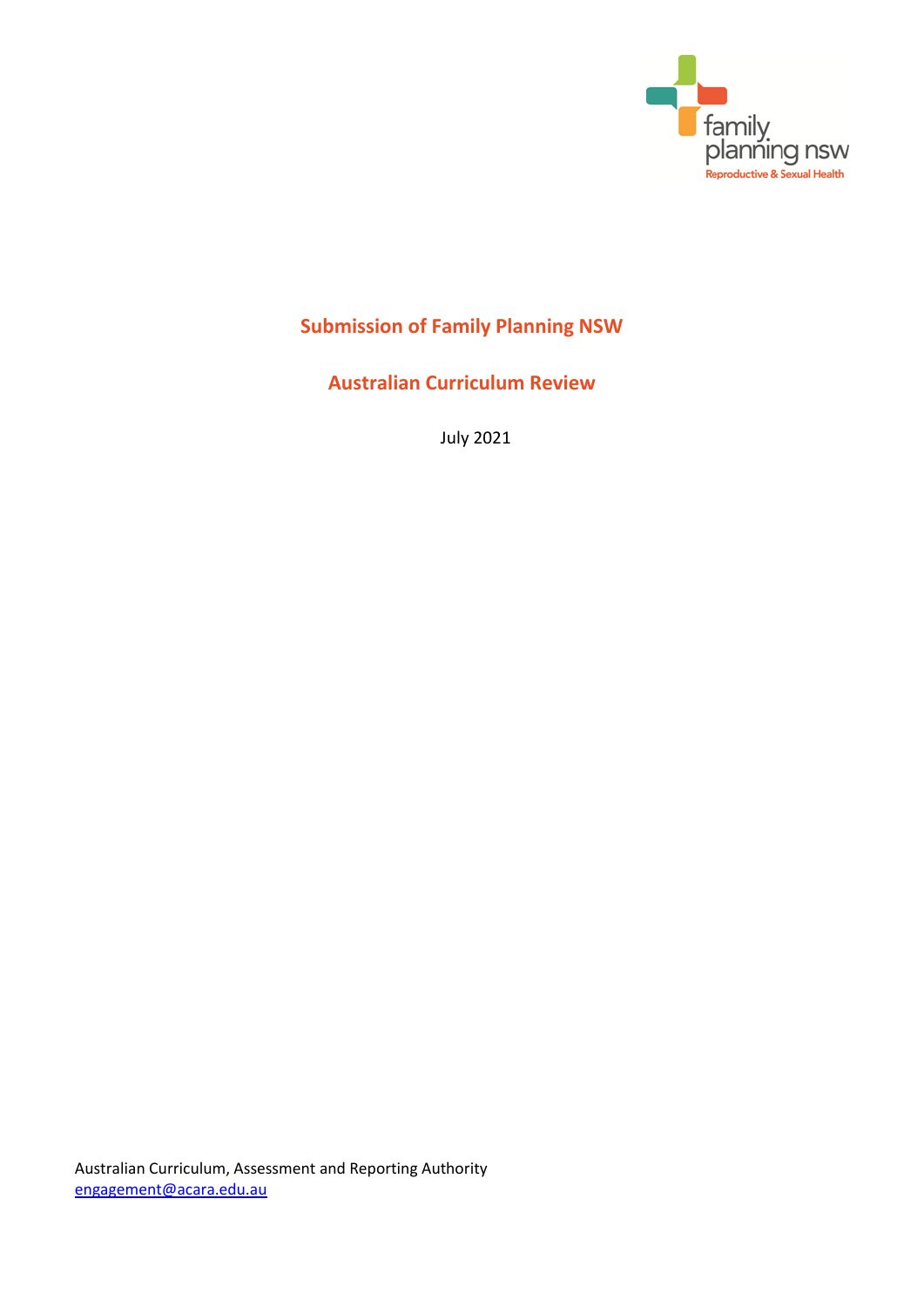family planning nsw

Reproductive & Sexual Health

# Submission of Family Planning NSW

## Australian Curriculum Review

July 2021

Australian Curriculum, Assessment and Reporting Authority
engagement@acara.edu.au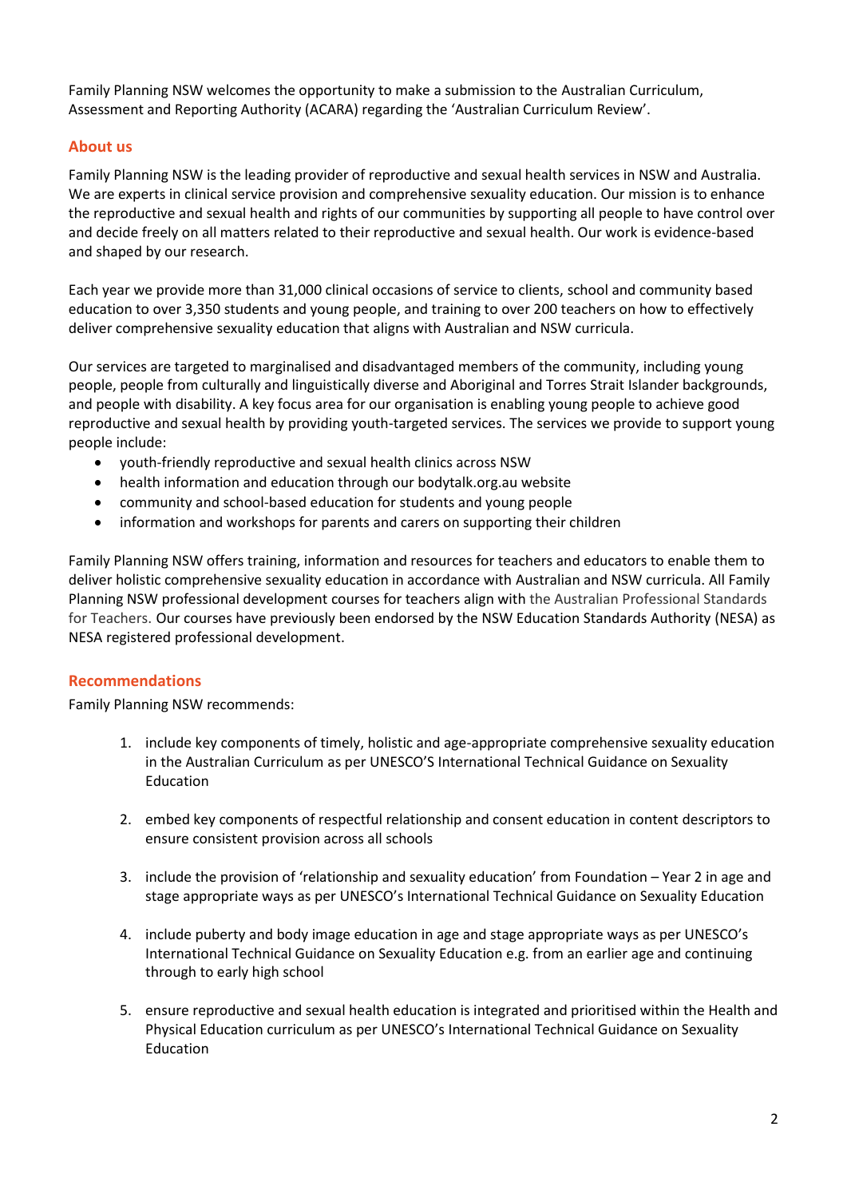Family Planning NSW welcomes the opportunity to make a submission to the Australian Curriculum, Assessment and Reporting Authority (ACARA) regarding the 'Australian Curriculum Review'.

## About us

Family Planning NSW is the leading provider of reproductive and sexual health services in NSW and Australia. We are experts in clinical service provision and comprehensive sexuality education. Our mission is to enhance the reproductive and sexual health and rights of our communities by supporting all people to have control over and decide freely on all matters related to their reproductive and sexual health. Our work is evidence-based and shaped by our research.

Each year we provide more than 31,000 clinical occasions of service to clients, school and community based education to over 3,350 students and young people, and training to over 200 teachers on how to effectively deliver comprehensive sexuality education that aligns with Australian and NSW curricula.

Our services are targeted to marginalised and disadvantaged members of the community, including young people, people from culturally and linguistically diverse and Aboriginal and Torres Strait Islander backgrounds, and people with disability. A key focus area for our organisation is enabling young people to achieve good reproductive and sexual health by providing youth-targeted services. The services we provide to support young people include:

- youth-friendly reproductive and sexual health clinics across NSW
- health information and education through our bodytalk.org.au website
- community and school-based education for students and young people
- information and workshops for parents and carers on supporting their children

Family Planning NSW offers training, information and resources for teachers and educators to enable them to deliver holistic comprehensive sexuality education in accordance with Australian and NSW curricula. All Family Planning NSW professional development courses for teachers align with the Australian Professional Standards for Teachers. Our courses have previously been endorsed by the NSW Education Standards Authority (NESA) as NESA registered professional development.

## Recommendations

Family Planning NSW recommends:

1. include key components of timely, holistic and age-appropriate comprehensive sexuality education in the Australian Curriculum as per UNESCO'S International Technical Guidance on Sexuality Education

2. embed key components of respectful relationship and consent education in content descriptors to ensure consistent provision across all schools

3. include the provision of 'relationship and sexuality education' from Foundation – Year 2 in age and stage appropriate ways as per UNESCO's International Technical Guidance on Sexuality Education

4. include puberty and body image education in age and stage appropriate ways as per UNESCO's International Technical Guidance on Sexuality Education e.g. from an earlier age and continuing through to early high school

5. ensure reproductive and sexual health education is integrated and prioritised within the Health and Physical Education curriculum as per UNESCO's International Technical Guidance on Sexuality Education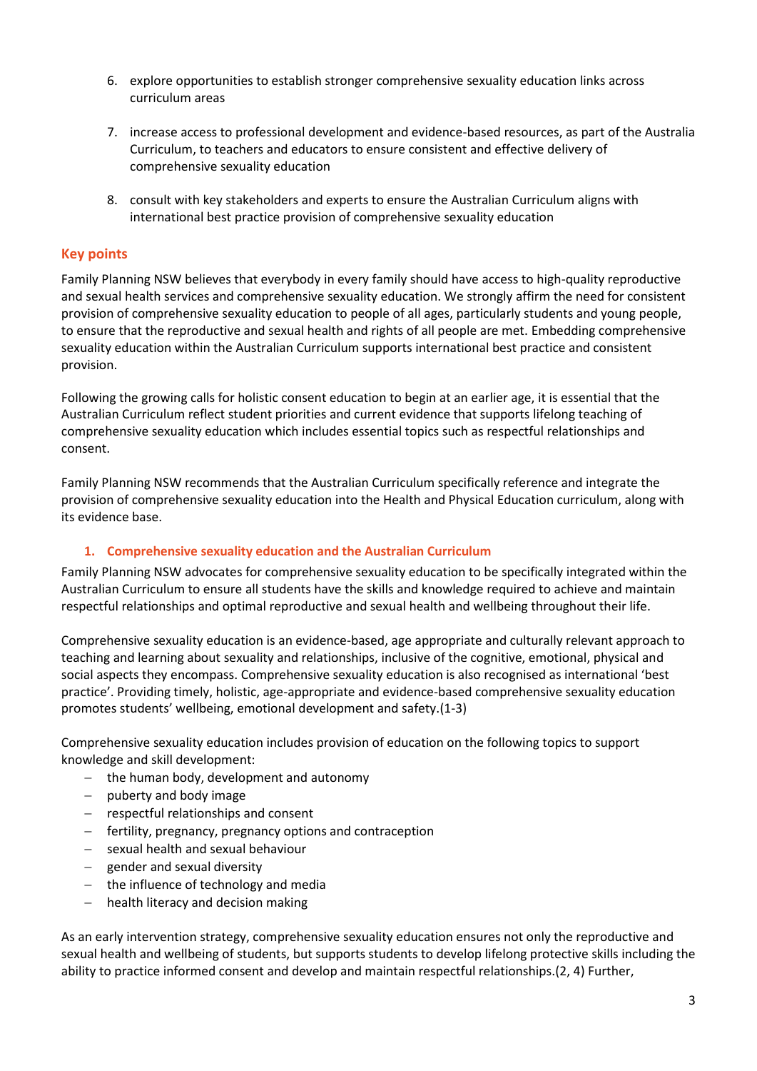6. explore opportunities to establish stronger comprehensive sexuality education links across curriculum areas

7. increase access to professional development and evidence-based resources, as part of the Australia Curriculum, to teachers and educators to ensure consistent and effective delivery of comprehensive sexuality education

8. consult with key stakeholders and experts to ensure the Australian Curriculum aligns with international best practice provision of comprehensive sexuality education

## Key points

Family Planning NSW believes that everybody in every family should have access to high-quality reproductive and sexual health services and comprehensive sexuality education. We strongly affirm the need for consistent provision of comprehensive sexuality education to people of all ages, particularly students and young people, to ensure that the reproductive and sexual health and rights of all people are met. Embedding comprehensive sexuality education within the Australian Curriculum supports international best practice and consistent provision.

Following the growing calls for holistic consent education to begin at an earlier age, it is essential that the Australian Curriculum reflect student priorities and current evidence that supports lifelong teaching of comprehensive sexuality education which includes essential topics such as respectful relationships and consent.

Family Planning NSW recommends that the Australian Curriculum specifically reference and integrate the provision of comprehensive sexuality education into the Health and Physical Education curriculum, along with its evidence base.

### 1. Comprehensive sexuality education and the Australian Curriculum

Family Planning NSW advocates for comprehensive sexuality education to be specifically integrated within the Australian Curriculum to ensure all students have the skills and knowledge required to achieve and maintain respectful relationships and optimal reproductive and sexual health and wellbeing throughout their life.

Comprehensive sexuality education is an evidence-based, age appropriate and culturally relevant approach to teaching and learning about sexuality and relationships, inclusive of the cognitive, emotional, physical and social aspects they encompass. Comprehensive sexuality education is also recognised as international 'best practice'. Providing timely, holistic, age-appropriate and evidence-based comprehensive sexuality education promotes students' wellbeing, emotional development and safety.(1-3)

Comprehensive sexuality education includes provision of education on the following topics to support knowledge and skill development:

- the human body, development and autonomy
- puberty and body image
- respectful relationships and consent
- fertility, pregnancy, pregnancy options and contraception
- sexual health and sexual behaviour
- gender and sexual diversity
- the influence of technology and media
- health literacy and decision making

As an early intervention strategy, comprehensive sexuality education ensures not only the reproductive and sexual health and wellbeing of students, but supports students to develop lifelong protective skills including the ability to practice informed consent and develop and maintain respectful relationships.(2, 4) Further,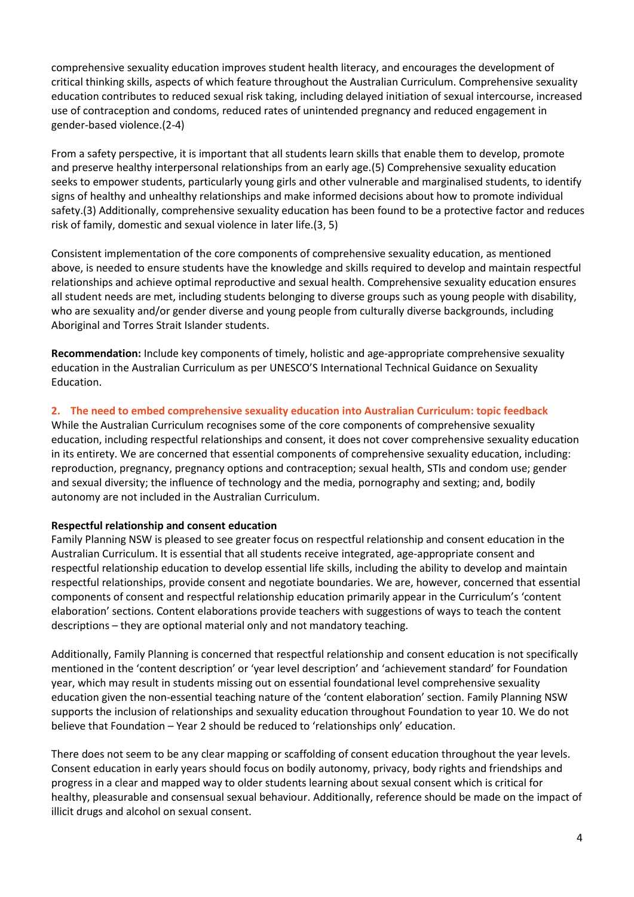comprehensive sexuality education improves student health literacy, and encourages the development of critical thinking skills, aspects of which feature throughout the Australian Curriculum. Comprehensive sexuality education contributes to reduced sexual risk taking, including delayed initiation of sexual intercourse, increased use of contraception and condoms, reduced rates of unintended pregnancy and reduced engagement in gender-based violence.(2-4)

From a safety perspective, it is important that all students learn skills that enable them to develop, promote and preserve healthy interpersonal relationships from an early age.(5) Comprehensive sexuality education seeks to empower students, particularly young girls and other vulnerable and marginalised students, to identify signs of healthy and unhealthy relationships and make informed decisions about how to promote individual safety.(3) Additionally, comprehensive sexuality education has been found to be a protective factor and reduces risk of family, domestic and sexual violence in later life.(3, 5)

Consistent implementation of the core components of comprehensive sexuality education, as mentioned above, is needed to ensure students have the knowledge and skills required to develop and maintain respectful relationships and achieve optimal reproductive and sexual health. Comprehensive sexuality education ensures all student needs are met, including students belonging to diverse groups such as young people with disability, who are sexuality and/or gender diverse and young people from culturally diverse backgrounds, including Aboriginal and Torres Strait Islander students.

**Recommendation:** Include key components of timely, holistic and age-appropriate comprehensive sexuality education in the Australian Curriculum as per UNESCO'S International Technical Guidance on Sexuality Education.

## 2. The need to embed comprehensive sexuality education into Australian Curriculum: topic feedback

While the Australian Curriculum recognises some of the core components of comprehensive sexuality education, including respectful relationships and consent, it does not cover comprehensive sexuality education in its entirety. We are concerned that essential components of comprehensive sexuality education, including: reproduction, pregnancy, pregnancy options and contraception; sexual health, STIs and condom use; gender and sexual diversity; the influence of technology and the media, pornography and sexting; and, bodily autonomy are not included in the Australian Curriculum.

**Respectful relationship and consent education**

Family Planning NSW is pleased to see greater focus on respectful relationship and consent education in the Australian Curriculum. It is essential that all students receive integrated, age-appropriate consent and respectful relationship education to develop essential life skills, including the ability to develop and maintain respectful relationships, provide consent and negotiate boundaries. We are, however, concerned that essential components of consent and respectful relationship education primarily appear in the Curriculum's 'content elaboration' sections. Content elaborations provide teachers with suggestions of ways to teach the content descriptions – they are optional material only and not mandatory teaching.

Additionally, Family Planning is concerned that respectful relationship and consent education is not specifically mentioned in the 'content description' or 'year level description' and 'achievement standard' for Foundation year, which may result in students missing out on essential foundational level comprehensive sexuality education given the non-essential teaching nature of the 'content elaboration' section. Family Planning NSW supports the inclusion of relationships and sexuality education throughout Foundation to year 10. We do not believe that Foundation – Year 2 should be reduced to 'relationships only' education.

There does not seem to be any clear mapping or scaffolding of consent education throughout the year levels. Consent education in early years should focus on bodily autonomy, privacy, body rights and friendships and progress in a clear and mapped way to older students learning about sexual consent which is critical for healthy, pleasurable and consensual sexual behaviour. Additionally, reference should be made on the impact of illicit drugs and alcohol on sexual consent.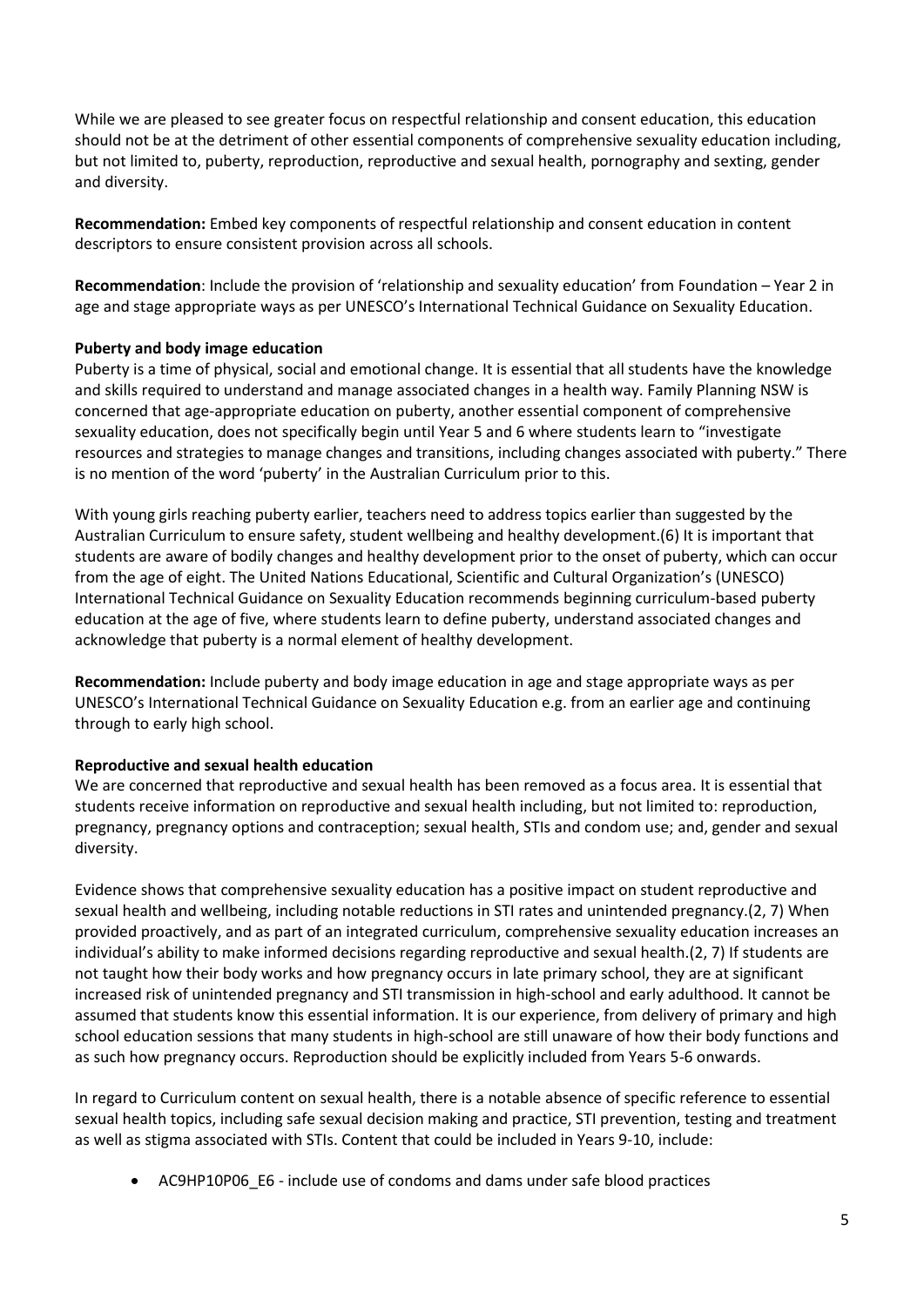While we are pleased to see greater focus on respectful relationship and consent education, this education should not be at the detriment of other essential components of comprehensive sexuality education including, but not limited to, puberty, reproduction, reproductive and sexual health, pornography and sexting, gender and diversity.

**Recommendation:** Embed key components of respectful relationship and consent education in content descriptors to ensure consistent provision across all schools.

**Recommendation**: Include the provision of 'relationship and sexuality education' from Foundation – Year 2 in age and stage appropriate ways as per UNESCO's International Technical Guidance on Sexuality Education.

**Puberty and body image education**

Puberty is a time of physical, social and emotional change. It is essential that all students have the knowledge and skills required to understand and manage associated changes in a health way. Family Planning NSW is concerned that age-appropriate education on puberty, another essential component of comprehensive sexuality education, does not specifically begin until Year 5 and 6 where students learn to "investigate resources and strategies to manage changes and transitions, including changes associated with puberty." There is no mention of the word 'puberty' in the Australian Curriculum prior to this.

With young girls reaching puberty earlier, teachers need to address topics earlier than suggested by the Australian Curriculum to ensure safety, student wellbeing and healthy development.(6) It is important that students are aware of bodily changes and healthy development prior to the onset of puberty, which can occur from the age of eight. The United Nations Educational, Scientific and Cultural Organization's (UNESCO) International Technical Guidance on Sexuality Education recommends beginning curriculum-based puberty education at the age of five, where students learn to define puberty, understand associated changes and acknowledge that puberty is a normal element of healthy development.

**Recommendation:** Include puberty and body image education in age and stage appropriate ways as per UNESCO's International Technical Guidance on Sexuality Education e.g. from an earlier age and continuing through to early high school.

**Reproductive and sexual health education**

We are concerned that reproductive and sexual health has been removed as a focus area. It is essential that students receive information on reproductive and sexual health including, but not limited to: reproduction, pregnancy, pregnancy options and contraception; sexual health, STIs and condom use; and, gender and sexual diversity.

Evidence shows that comprehensive sexuality education has a positive impact on student reproductive and sexual health and wellbeing, including notable reductions in STI rates and unintended pregnancy.(2, 7) When provided proactively, and as part of an integrated curriculum, comprehensive sexuality education increases an individual's ability to make informed decisions regarding reproductive and sexual health.(2, 7) If students are not taught how their body works and how pregnancy occurs in late primary school, they are at significant increased risk of unintended pregnancy and STI transmission in high-school and early adulthood. It cannot be assumed that students know this essential information. It is our experience, from delivery of primary and high school education sessions that many students in high-school are still unaware of how their body functions and as such how pregnancy occurs. Reproduction should be explicitly included from Years 5-6 onwards.

In regard to Curriculum content on sexual health, there is a notable absence of specific reference to essential sexual health topics, including safe sexual decision making and practice, STI prevention, testing and treatment as well as stigma associated with STIs. Content that could be included in Years 9-10, include:

- AC9HP10P06_E6 - include use of condoms and dams under safe blood practices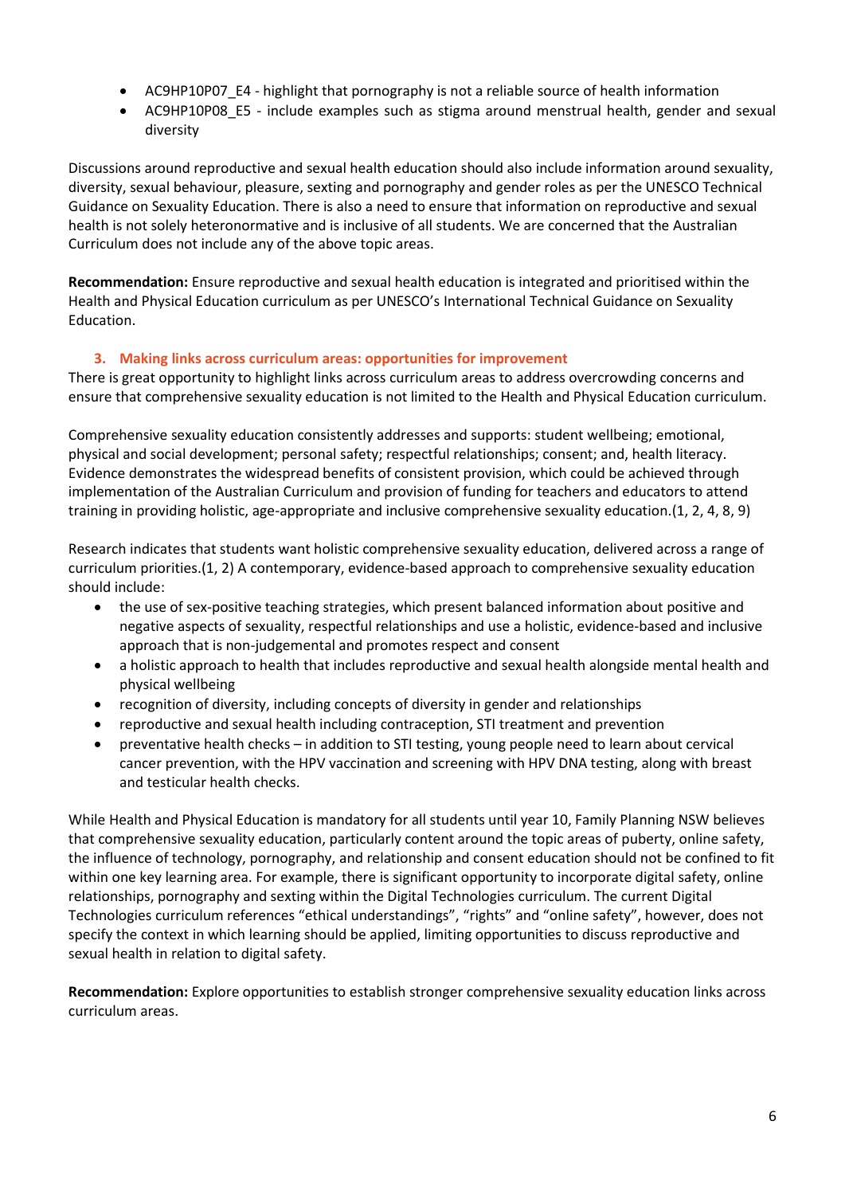- AC9HP10P07_E4 - highlight that pornography is not a reliable source of health information
- AC9HP10P08_E5 - include examples such as stigma around menstrual health, gender and sexual diversity

Discussions around reproductive and sexual health education should also include information around sexuality, diversity, sexual behaviour, pleasure, sexting and pornography and gender roles as per the UNESCO Technical Guidance on Sexuality Education. There is also a need to ensure that information on reproductive and sexual health is not solely heteronormative and is inclusive of all students. We are concerned that the Australian Curriculum does not include any of the above topic areas.

**Recommendation:** Ensure reproductive and sexual health education is integrated and prioritised within the Health and Physical Education curriculum as per UNESCO's International Technical Guidance on Sexuality Education.

### 3. Making links across curriculum areas: opportunities for improvement

There is great opportunity to highlight links across curriculum areas to address overcrowding concerns and ensure that comprehensive sexuality education is not limited to the Health and Physical Education curriculum.

Comprehensive sexuality education consistently addresses and supports: student wellbeing; emotional, physical and social development; personal safety; respectful relationships; consent; and, health literacy. Evidence demonstrates the widespread benefits of consistent provision, which could be achieved through implementation of the Australian Curriculum and provision of funding for teachers and educators to attend training in providing holistic, age-appropriate and inclusive comprehensive sexuality education.(1, 2, 4, 8, 9)

Research indicates that students want holistic comprehensive sexuality education, delivered across a range of curriculum priorities.(1, 2) A contemporary, evidence-based approach to comprehensive sexuality education should include:

- the use of sex-positive teaching strategies, which present balanced information about positive and negative aspects of sexuality, respectful relationships and use a holistic, evidence-based and inclusive approach that is non-judgemental and promotes respect and consent
- a holistic approach to health that includes reproductive and sexual health alongside mental health and physical wellbeing
- recognition of diversity, including concepts of diversity in gender and relationships
- reproductive and sexual health including contraception, STI treatment and prevention
- preventative health checks – in addition to STI testing, young people need to learn about cervical cancer prevention, with the HPV vaccination and screening with HPV DNA testing, along with breast and testicular health checks.

While Health and Physical Education is mandatory for all students until year 10, Family Planning NSW believes that comprehensive sexuality education, particularly content around the topic areas of puberty, online safety, the influence of technology, pornography, and relationship and consent education should not be confined to fit within one key learning area. For example, there is significant opportunity to incorporate digital safety, online relationships, pornography and sexting within the Digital Technologies curriculum. The current Digital Technologies curriculum references "ethical understandings", "rights" and "online safety", however, does not specify the context in which learning should be applied, limiting opportunities to discuss reproductive and sexual health in relation to digital safety.

**Recommendation:** Explore opportunities to establish stronger comprehensive sexuality education links across curriculum areas.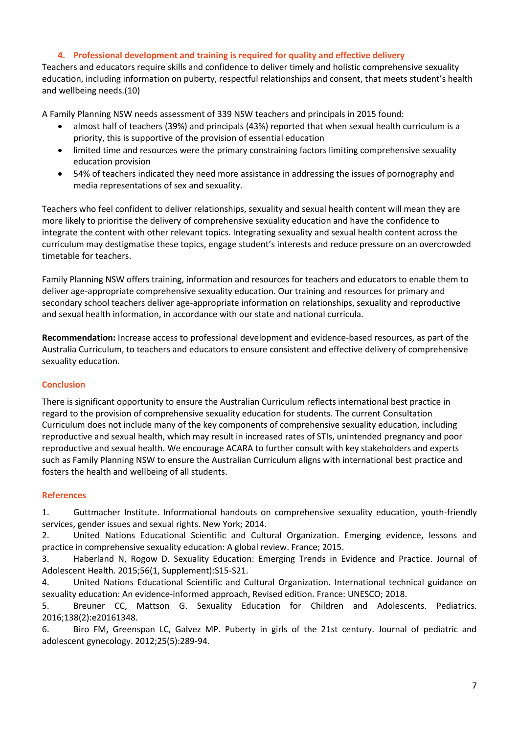### 4. Professional development and training is required for quality and effective delivery

Teachers and educators require skills and confidence to deliver timely and holistic comprehensive sexuality education, including information on puberty, respectful relationships and consent, that meets student's health and wellbeing needs.(10)

A Family Planning NSW needs assessment of 339 NSW teachers and principals in 2015 found:

- almost half of teachers (39%) and principals (43%) reported that when sexual health curriculum is a priority, this is supportive of the provision of essential education
- limited time and resources were the primary constraining factors limiting comprehensive sexuality education provision
- 54% of teachers indicated they need more assistance in addressing the issues of pornography and media representations of sex and sexuality.

Teachers who feel confident to deliver relationships, sexuality and sexual health content will mean they are more likely to prioritise the delivery of comprehensive sexuality education and have the confidence to integrate the content with other relevant topics. Integrating sexuality and sexual health content across the curriculum may destigmatise these topics, engage student's interests and reduce pressure on an overcrowded timetable for teachers.

Family Planning NSW offers training, information and resources for teachers and educators to enable them to deliver age-appropriate comprehensive sexuality education. Our training and resources for primary and secondary school teachers deliver age-appropriate information on relationships, sexuality and reproductive and sexual health information, in accordance with our state and national curricula.

**Recommendation:** Increase access to professional development and evidence-based resources, as part of the Australia Curriculum, to teachers and educators to ensure consistent and effective delivery of comprehensive sexuality education.

## Conclusion

There is significant opportunity to ensure the Australian Curriculum reflects international best practice in regard to the provision of comprehensive sexuality education for students. The current Consultation Curriculum does not include many of the key components of comprehensive sexuality education, including reproductive and sexual health, which may result in increased rates of STIs, unintended pregnancy and poor reproductive and sexual health. We encourage ACARA to further consult with key stakeholders and experts such as Family Planning NSW to ensure the Australian Curriculum aligns with international best practice and fosters the health and wellbeing of all students.

## References

1. Guttmacher Institute. Informational handouts on comprehensive sexuality education, youth-friendly services, gender issues and sexual rights. New York; 2014.
2. United Nations Educational Scientific and Cultural Organization. Emerging evidence, lessons and practice in comprehensive sexuality education: A global review. France; 2015.
3. Haberland N, Rogow D. Sexuality Education: Emerging Trends in Evidence and Practice. Journal of Adolescent Health. 2015;56(1, Supplement):S15-S21.
4. United Nations Educational Scientific and Cultural Organization. International technical guidance on sexuality education: An evidence-informed approach, Revised edition. France: UNESCO; 2018.
5. Breuner CC, Mattson G. Sexuality Education for Children and Adolescents. Pediatrics. 2016;138(2):e20161348.
6. Biro FM, Greenspan LC, Galvez MP. Puberty in girls of the 21st century. Journal of pediatric and adolescent gynecology. 2012;25(5):289-94.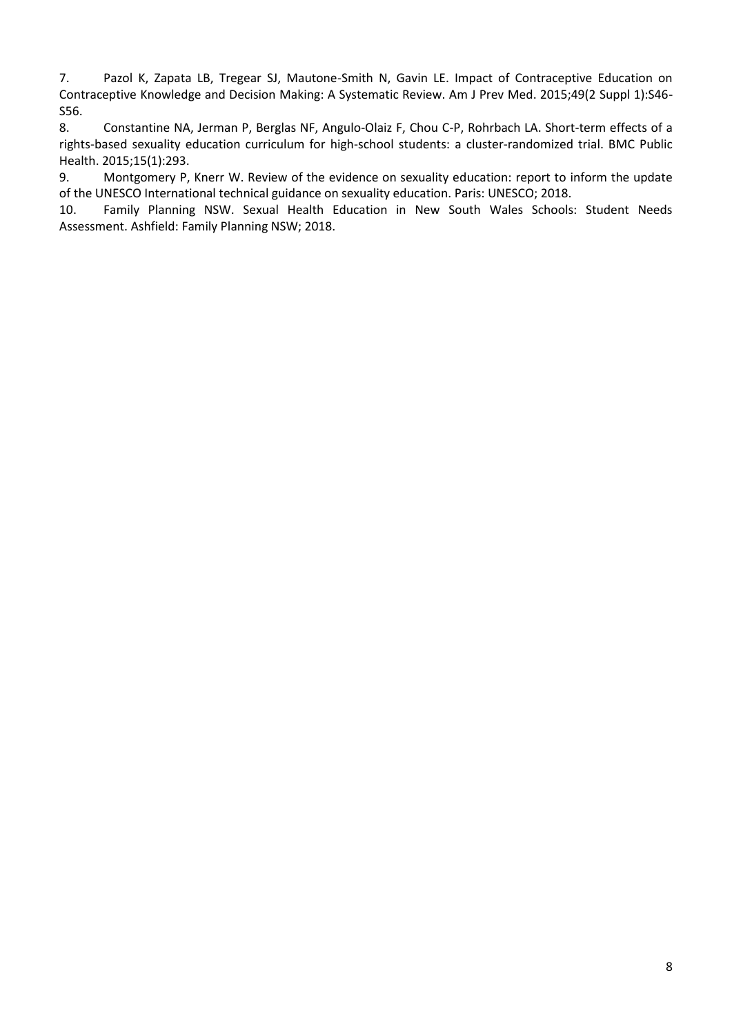7. Pazol K, Zapata LB, Tregear SJ, Mautone-Smith N, Gavin LE. Impact of Contraceptive Education on Contraceptive Knowledge and Decision Making: A Systematic Review. Am J Prev Med. 2015;49(2 Suppl 1):S46-S56.
8. Constantine NA, Jerman P, Berglas NF, Angulo-Olaiz F, Chou C-P, Rohrbach LA. Short-term effects of a rights-based sexuality education curriculum for high-school students: a cluster-randomized trial. BMC Public Health. 2015;15(1):293.
9. Montgomery P, Knerr W. Review of the evidence on sexuality education: report to inform the update of the UNESCO International technical guidance on sexuality education. Paris: UNESCO; 2018.
10. Family Planning NSW. Sexual Health Education in New South Wales Schools: Student Needs Assessment. Ashfield: Family Planning NSW; 2018.